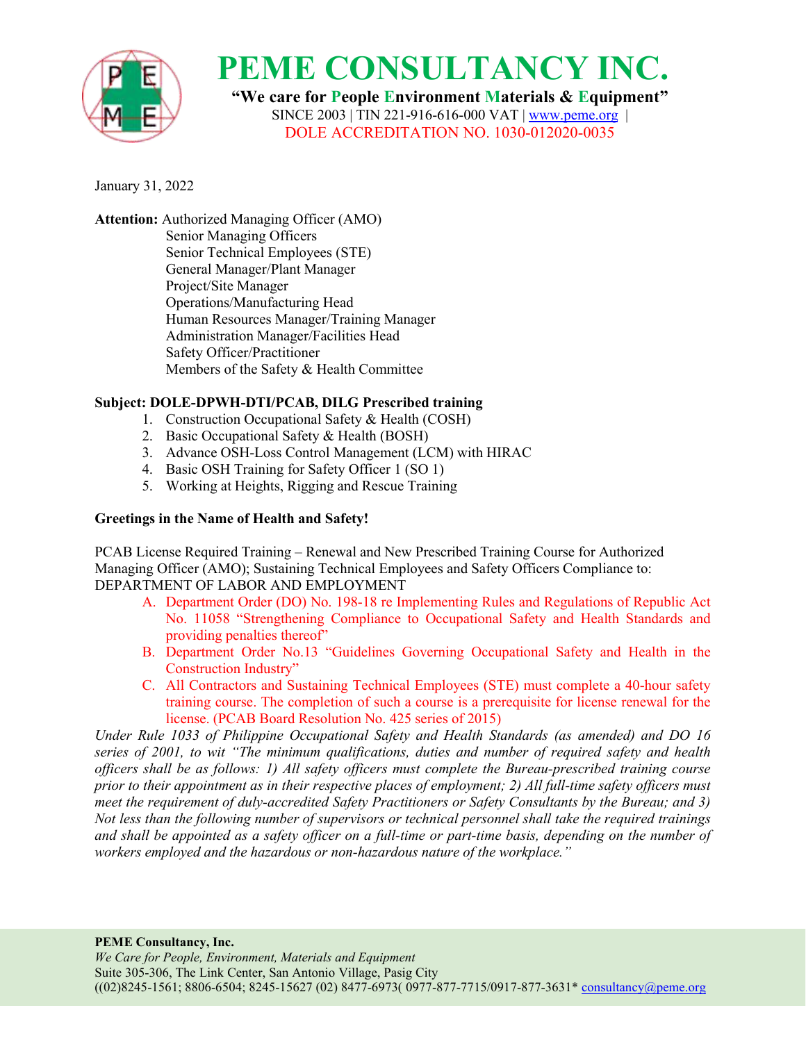# PEME CONSULTANCY INC.

**"We care for People Environment Materials & Equipment"**

SINCE 2003 | TIN 221-916-616-000 VAT | www.peme.org |

DOLE ACCREDITATION NO. 1030-012020-0035

January 31, 2022

**Attention:** Authorized Managing Officer (AMO)
Senior Managing Officers
Senior Technical Employees (STE)
General Manager/Plant Manager
Project/Site Manager
Operations/Manufacturing Head
Human Resources Manager/Training Manager
Administration Manager/Facilities Head
Safety Officer/Practitioner
Members of the Safety & Health Committee

**Subject: DOLE-DPWH-DTI/PCAB, DILG Prescribed training**

1. Construction Occupational Safety & Health (COSH)
2. Basic Occupational Safety & Health (BOSH)
3. Advance OSH-Loss Control Management (LCM) with HIRAC
4. Basic OSH Training for Safety Officer 1 (SO 1)
5. Working at Heights, Rigging and Rescue Training

**Greetings in the Name of Health and Safety!**

PCAB License Required Training – Renewal and New Prescribed Training Course for Authorized Managing Officer (AMO); Sustaining Technical Employees and Safety Officers Compliance to: DEPARTMENT OF LABOR AND EMPLOYMENT

A. Department Order (DO) No. 198-18 re Implementing Rules and Regulations of Republic Act No. 11058 "Strengthening Compliance to Occupational Safety and Health Standards and providing penalties thereof"
B. Department Order No.13 "Guidelines Governing Occupational Safety and Health in the Construction Industry"
C. All Contractors and Sustaining Technical Employees (STE) must complete a 40-hour safety training course. The completion of such a course is a prerequisite for license renewal for the license. (PCAB Board Resolution No. 425 series of 2015)

*Under Rule 1033 of Philippine Occupational Safety and Health Standards (as amended) and DO 16 series of 2001, to wit "The minimum qualifications, duties and number of required safety and health officers shall be as follows: 1) All safety officers must complete the Bureau-prescribed training course prior to their appointment as in their respective places of employment; 2) All full-time safety officers must meet the requirement of duly-accredited Safety Practitioners or Safety Consultants by the Bureau; and 3) Not less than the following number of supervisors or technical personnel shall take the required trainings and shall be appointed as a safety officer on a full-time or part-time basis, depending on the number of workers employed and the hazardous or non-hazardous nature of the workplace."*

**PEME Consultancy, Inc.**
*We Care for People, Environment, Materials and Equipment*
Suite 305-306, The Link Center, San Antonio Village, Pasig City
((02)8245-1561; 8806-6504; 8245-15627 (02) 8477-6973( 0977-877-7715/0917-877-3631* consultancy@peme.org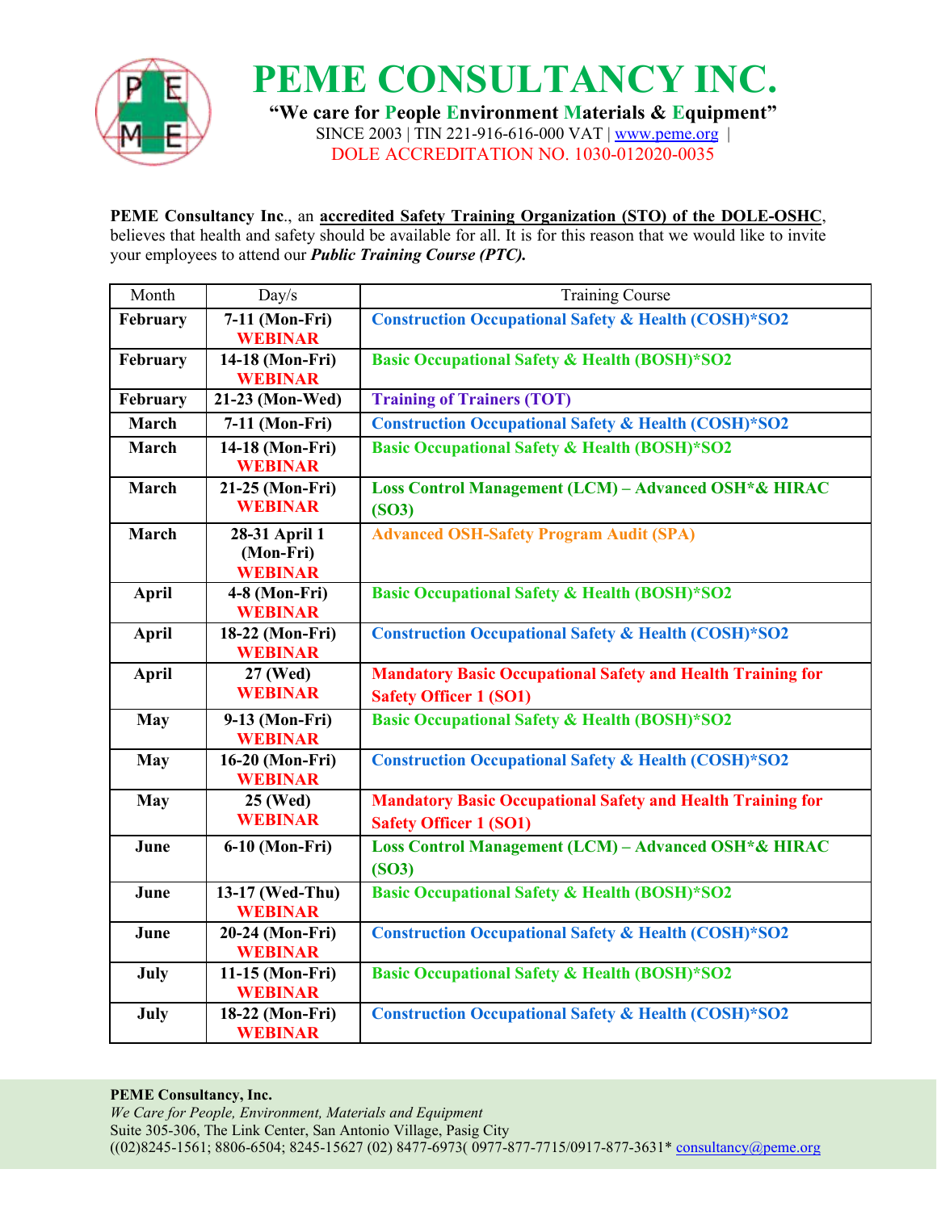# PEME CONSULTANCY INC.

**"We care for People Environment Materials & Equipment"**

SINCE 2003 | TIN 221-916-616-000 VAT | www.peme.org |

DOLE ACCREDITATION NO. 1030-012020-0035

**PEME Consultancy Inc**., an **accredited Safety Training Organization (STO) of the DOLE-OSHC**, believes that health and safety should be available for all. It is for this reason that we would like to invite your employees to attend our ***Public Training Course (PTC).***

| Month | Day/s | Training Course |
|---|---|---|
| **February** | **7-11 (Mon-Fri) WEBINAR** | **Construction Occupational Safety & Health (COSH)*SO2** |
| **February** | **14-18 (Mon-Fri) WEBINAR** | **Basic Occupational Safety & Health (BOSH)*SO2** |
| **February** | **21-23 (Mon-Wed)** | **Training of Trainers (TOT)** |
| **March** | **7-11 (Mon-Fri)** | **Construction Occupational Safety & Health (COSH)*SO2** |
| **March** | **14-18 (Mon-Fri) WEBINAR** | **Basic Occupational Safety & Health (BOSH)*SO2** |
| **March** | **21-25 (Mon-Fri) WEBINAR** | **Loss Control Management (LCM) – Advanced OSH*& HIRAC (SO3)** |
| **March** | **28-31 April 1 (Mon-Fri) WEBINAR** | **Advanced OSH-Safety Program Audit (SPA)** |
| **April** | **4-8 (Mon-Fri) WEBINAR** | **Basic Occupational Safety & Health (BOSH)*SO2** |
| **April** | **18-22 (Mon-Fri) WEBINAR** | **Construction Occupational Safety & Health (COSH)*SO2** |
| **April** | **27 (Wed) WEBINAR** | **Mandatory Basic Occupational Safety and Health Training for Safety Officer 1 (SO1)** |
| **May** | **9-13 (Mon-Fri) WEBINAR** | **Basic Occupational Safety & Health (BOSH)*SO2** |
| **May** | **16-20 (Mon-Fri) WEBINAR** | **Construction Occupational Safety & Health (COSH)*SO2** |
| **May** | **25 (Wed) WEBINAR** | **Mandatory Basic Occupational Safety and Health Training for Safety Officer 1 (SO1)** |
| **June** | **6-10 (Mon-Fri)** | **Loss Control Management (LCM) – Advanced OSH*& HIRAC (SO3)** |
| **June** | **13-17 (Wed-Thu) WEBINAR** | **Basic Occupational Safety & Health (BOSH)*SO2** |
| **June** | **20-24 (Mon-Fri) WEBINAR** | **Construction Occupational Safety & Health (COSH)*SO2** |
| **July** | **11-15 (Mon-Fri) WEBINAR** | **Basic Occupational Safety & Health (BOSH)*SO2** |
| **July** | **18-22 (Mon-Fri) WEBINAR** | **Construction Occupational Safety & Health (COSH)*SO2** |

**PEME Consultancy, Inc.**
*We Care for People, Environment, Materials and Equipment*
Suite 305-306, The Link Center, San Antonio Village, Pasig City
((02)8245-1561; 8806-6504; 8245-15627 (02) 8477-6973( 0977-877-7715/0917-877-3631* consultancy@peme.org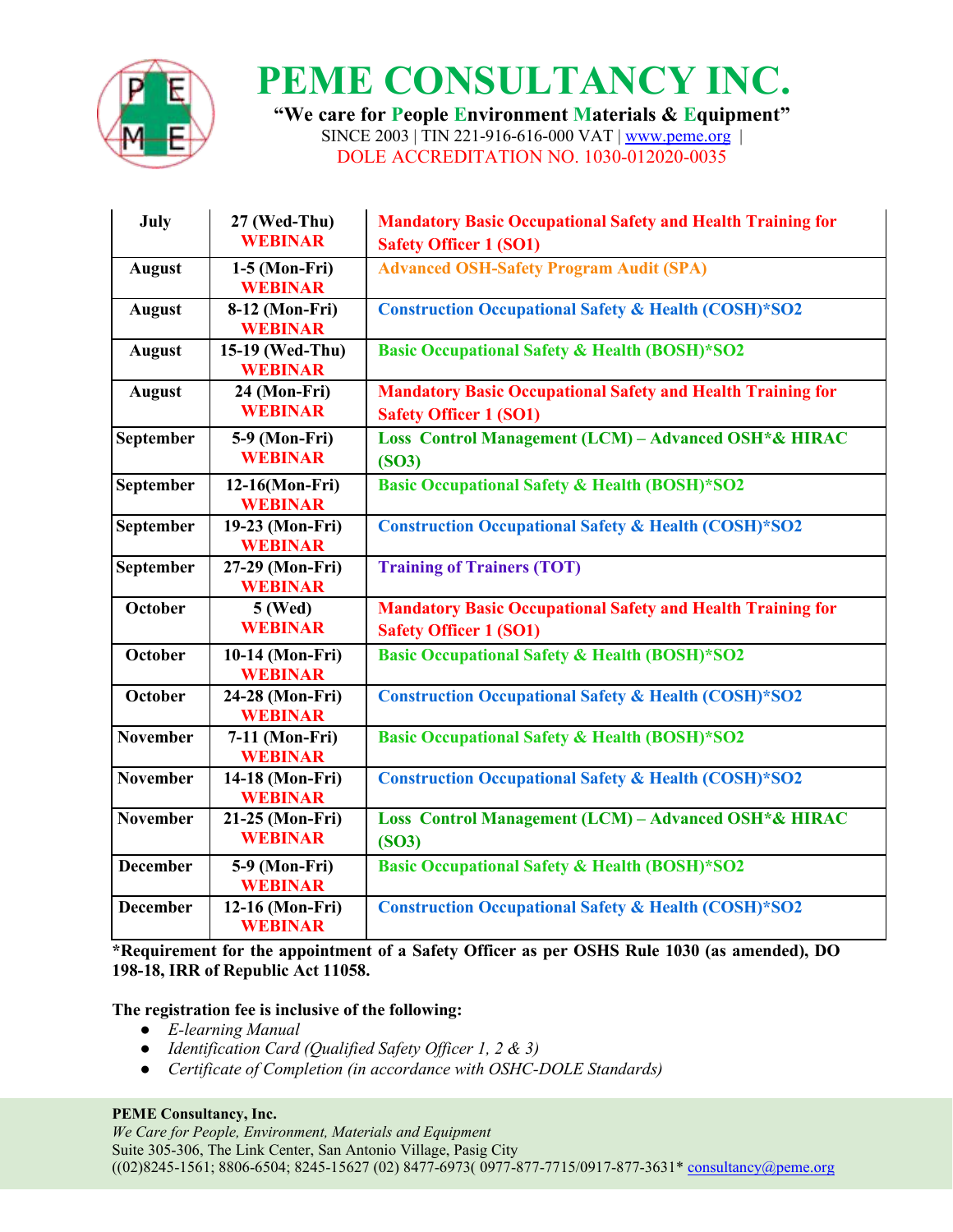# PEME CONSULTANCY INC.

**"We care for People Environment Materials & Equipment"**

SINCE 2003 | TIN 221-916-616-000 VAT | www.peme.org |

DOLE ACCREDITATION NO. 1030-012020-0035

| | | |
|---|---|---|
| **July** | **27 (Wed-Thu)** **WEBINAR** | **Mandatory Basic Occupational Safety and Health Training for Safety Officer 1 (SO1)** |
| **August** | **1-5 (Mon-Fri)** **WEBINAR** | **Advanced OSH-Safety Program Audit (SPA)** |
| **August** | **8-12 (Mon-Fri)** **WEBINAR** | **Construction Occupational Safety & Health (COSH)*SO2** |
| **August** | **15-19 (Wed-Thu)** **WEBINAR** | **Basic Occupational Safety & Health (BOSH)*SO2** |
| **August** | **24 (Mon-Fri)** **WEBINAR** | **Mandatory Basic Occupational Safety and Health Training for Safety Officer 1 (SO1)** |
| **September** | **5-9 (Mon-Fri)** **WEBINAR** | **Loss Control Management (LCM) – Advanced OSH*& HIRAC (SO3)** |
| **September** | **12-16(Mon-Fri)** **WEBINAR** | **Basic Occupational Safety & Health (BOSH)*SO2** |
| **September** | **19-23 (Mon-Fri)** **WEBINAR** | **Construction Occupational Safety & Health (COSH)*SO2** |
| **September** | **27-29 (Mon-Fri)** **WEBINAR** | **Training of Trainers (TOT)** |
| **October** | **5 (Wed)** **WEBINAR** | **Mandatory Basic Occupational Safety and Health Training for Safety Officer 1 (SO1)** |
| **October** | **10-14 (Mon-Fri)** **WEBINAR** | **Basic Occupational Safety & Health (BOSH)*SO2** |
| **October** | **24-28 (Mon-Fri)** **WEBINAR** | **Construction Occupational Safety & Health (COSH)*SO2** |
| **November** | **7-11 (Mon-Fri)** **WEBINAR** | **Basic Occupational Safety & Health (BOSH)*SO2** |
| **November** | **14-18 (Mon-Fri)** **WEBINAR** | **Construction Occupational Safety & Health (COSH)*SO2** |
| **November** | **21-25 (Mon-Fri)** **WEBINAR** | **Loss Control Management (LCM) – Advanced OSH*& HIRAC (SO3)** |
| **December** | **5-9 (Mon-Fri)** **WEBINAR** | **Basic Occupational Safety & Health (BOSH)*SO2** |
| **December** | **12-16 (Mon-Fri)** **WEBINAR** | **Construction Occupational Safety & Health (COSH)*SO2** |

**\*Requirement for the appointment of a Safety Officer as per OSHS Rule 1030 (as amended), DO 198-18, IRR of Republic Act 11058.**

**The registration fee is inclusive of the following:**

- *E-learning Manual*
- *Identification Card (Qualified Safety Officer 1, 2 & 3)*
- *Certificate of Completion (in accordance with OSHC-DOLE Standards)*

**PEME Consultancy, Inc.**
*We Care for People, Environment, Materials and Equipment*
Suite 305-306, The Link Center, San Antonio Village, Pasig City
((02)8245-1561; 8806-6504; 8245-15627 (02) 8477-6973( 0977-877-7715/0917-877-3631* consultancy@peme.org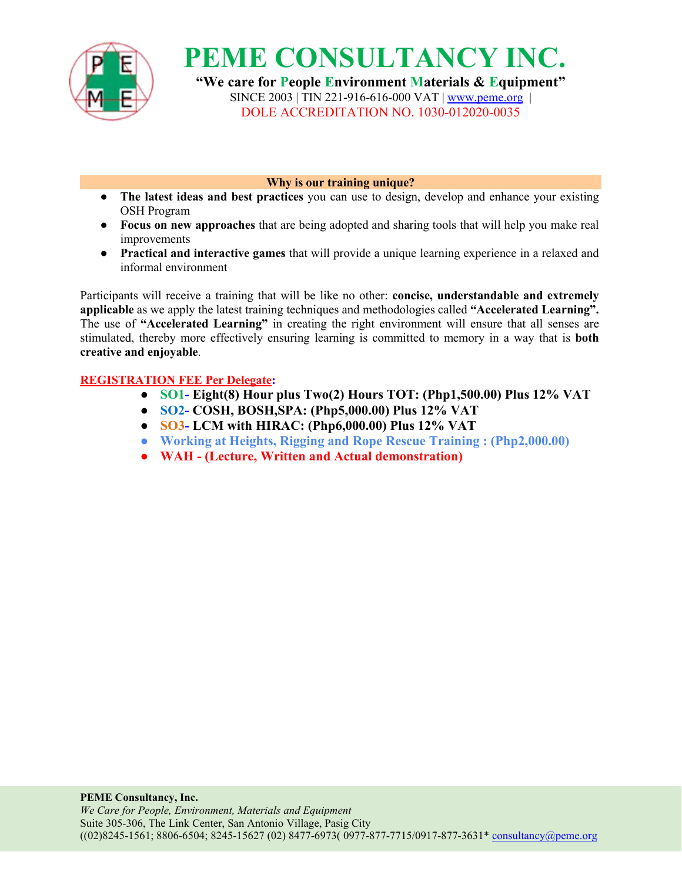# PEME CONSULTANCY INC.

**"We care for People Environment Materials & Equipment"**

SINCE 2003 | TIN 221-916-616-000 VAT | www.peme.org |

DOLE ACCREDITATION NO. 1030-012020-0035

**Why is our training unique?**

- **The latest ideas and best practices** you can use to design, develop and enhance your existing OSH Program
- **Focus on new approaches** that are being adopted and sharing tools that will help you make real improvements
- **Practical and interactive games** that will provide a unique learning experience in a relaxed and informal environment

Participants will receive a training that will be like no other: **concise, understandable and extremely applicable** as we apply the latest training techniques and methodologies called **"Accelerated Learning".** The use of **"Accelerated Learning"** in creating the right environment will ensure that all senses are stimulated, thereby more effectively ensuring learning is committed to memory in a way that is **both creative and enjoyable**.

**REGISTRATION FEE Per Delegate:**

- **SO1- Eight(8) Hour plus Two(2) Hours TOT: (Php1,500.00) Plus 12% VAT**
- **SO2- COSH, BOSH,SPA: (Php5,000.00) Plus 12% VAT**
- **SO3- LCM with HIRAC: (Php6,000.00) Plus 12% VAT**
- **Working at Heights, Rigging and Rope Rescue Training : (Php2,000.00)**
- **WAH - (Lecture, Written and Actual demonstration)**

**PEME Consultancy, Inc.**
*We Care for People, Environment, Materials and Equipment*
Suite 305-306, The Link Center, San Antonio Village, Pasig City
((02)8245-1561; 8806-6504; 8245-15627 (02) 8477-6973( 0977-877-7715/0917-877-3631* consultancy@peme.org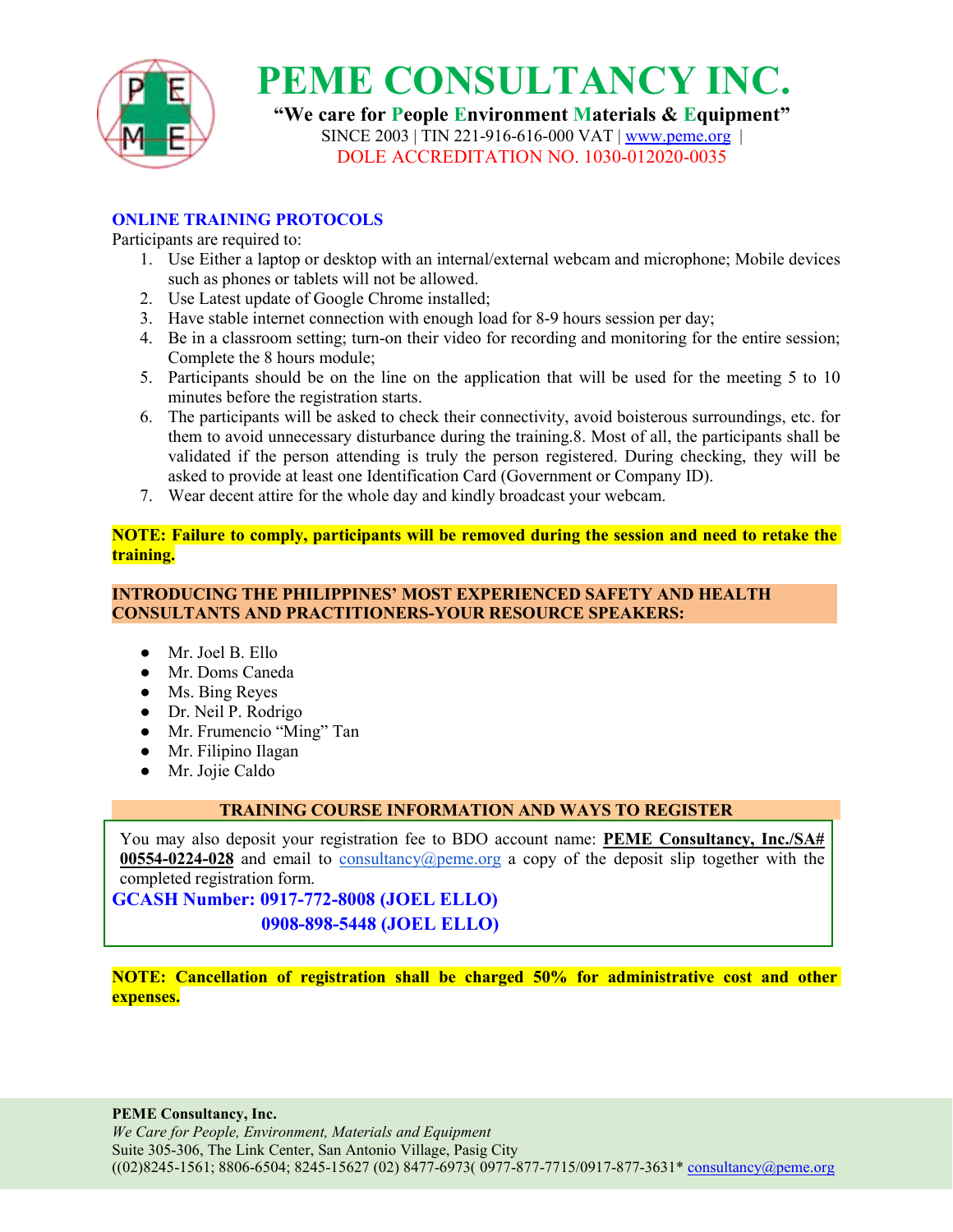# PEME CONSULTANCY INC.

**"We care for People Environment Materials & Equipment"**

SINCE 2003 | TIN 221-916-616-000 VAT | www.peme.org |

DOLE ACCREDITATION NO. 1030-012020-0035

## ONLINE TRAINING PROTOCOLS

Participants are required to:

1. Use Either a laptop or desktop with an internal/external webcam and microphone; Mobile devices such as phones or tablets will not be allowed.
2. Use Latest update of Google Chrome installed;
3. Have stable internet connection with enough load for 8-9 hours session per day;
4. Be in a classroom setting; turn-on their video for recording and monitoring for the entire session; Complete the 8 hours module;
5. Participants should be on the line on the application that will be used for the meeting 5 to 10 minutes before the registration starts.
6. The participants will be asked to check their connectivity, avoid boisterous surroundings, etc. for them to avoid unnecessary disturbance during the training.8. Most of all, the participants shall be validated if the person attending is truly the person registered. During checking, they will be asked to provide at least one Identification Card (Government or Company ID).
7. Wear decent attire for the whole day and kindly broadcast your webcam.

**NOTE: Failure to comply, participants will be removed during the session and need to retake the training.**

## INTRODUCING THE PHILIPPINES' MOST EXPERIENCED SAFETY AND HEALTH CONSULTANTS AND PRACTITIONERS-YOUR RESOURCE SPEAKERS:

- Mr. Joel B. Ello
- Mr. Doms Caneda
- Ms. Bing Reyes
- Dr. Neil P. Rodrigo
- Mr. Frumencio "Ming" Tan
- Mr. Filipino Ilagan
- Mr. Jojie Caldo

## TRAINING COURSE INFORMATION AND WAYS TO REGISTER

You may also deposit your registration fee to BDO account name: **PEME Consultancy, Inc./SA# 00554-0224-028** and email to consultancy@peme.org a copy of the deposit slip together with the completed registration form.

**GCASH Number: 0917-772-8008 (JOEL ELLO)**

**0908-898-5448 (JOEL ELLO)**

**NOTE: Cancellation of registration shall be charged 50% for administrative cost and other expenses.**

**PEME Consultancy, Inc.**
*We Care for People, Environment, Materials and Equipment*
Suite 305-306, The Link Center, San Antonio Village, Pasig City
((02)8245-1561; 8806-6504; 8245-15627 (02) 8477-6973( 0977-877-7715/0917-877-3631* consultancy@peme.org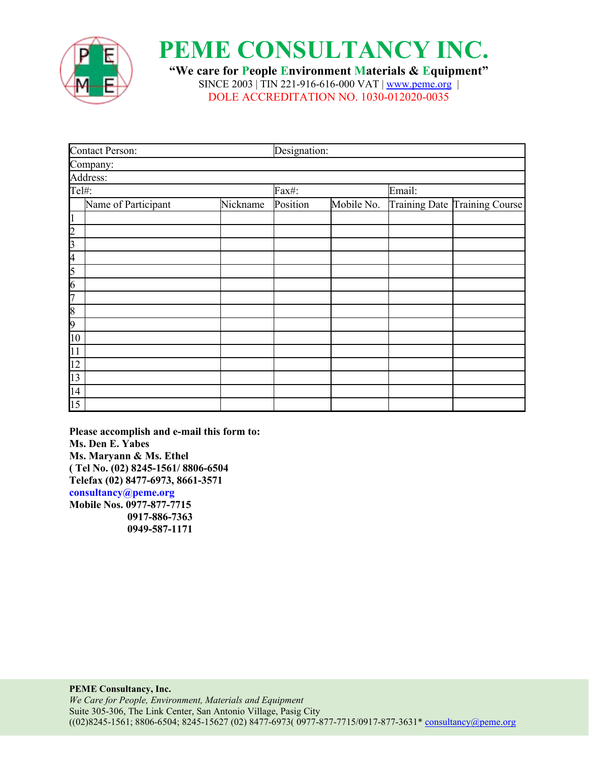# PEME CONSULTANCY INC.

**"We care for People Environment Materials & Equipment"**

SINCE 2003 | TIN 221-916-616-000 VAT | www.peme.org |

DOLE ACCREDITATION NO. 1030-012020-0035

| Contact Person: | | | Designation: | | | |
|---|---|---|---|---|---|---|
| Company: | | | | | | |
| Address: | | | | | | |
| Tel#: | | | Fax#: | | Email: | |
| | Name of Participant | Nickname | Position | Mobile No. | Training Date | Training Course |
| 1 | | | | | | |
| 2 | | | | | | |
| 3 | | | | | | |
| 4 | | | | | | |
| 5 | | | | | | |
| 6 | | | | | | |
| 7 | | | | | | |
| 8 | | | | | | |
| 9 | | | | | | |
| 10 | | | | | | |
| 11 | | | | | | |
| 12 | | | | | | |
| 13 | | | | | | |
| 14 | | | | | | |
| 15 | | | | | | |

**Please accomplish and e-mail this form to:**
**Ms. Den E. Yabes**
**Ms. Maryann & Ms. Ethel**
**( Tel No. (02) 8245-1561/ 8806-6504**
**Telefax (02) 8477-6973, 8661-3571**
**consultancy@peme.org**
**Mobile Nos. 0977-877-7715**
**0917-886-7363**
**0949-587-1171**

**PEME Consultancy, Inc.**
*We Care for People, Environment, Materials and Equipment*
Suite 305-306, The Link Center, San Antonio Village, Pasig City
((02)8245-1561; 8806-6504; 8245-15627 (02) 8477-6973( 0977-877-7715/0917-877-3631* consultancy@peme.org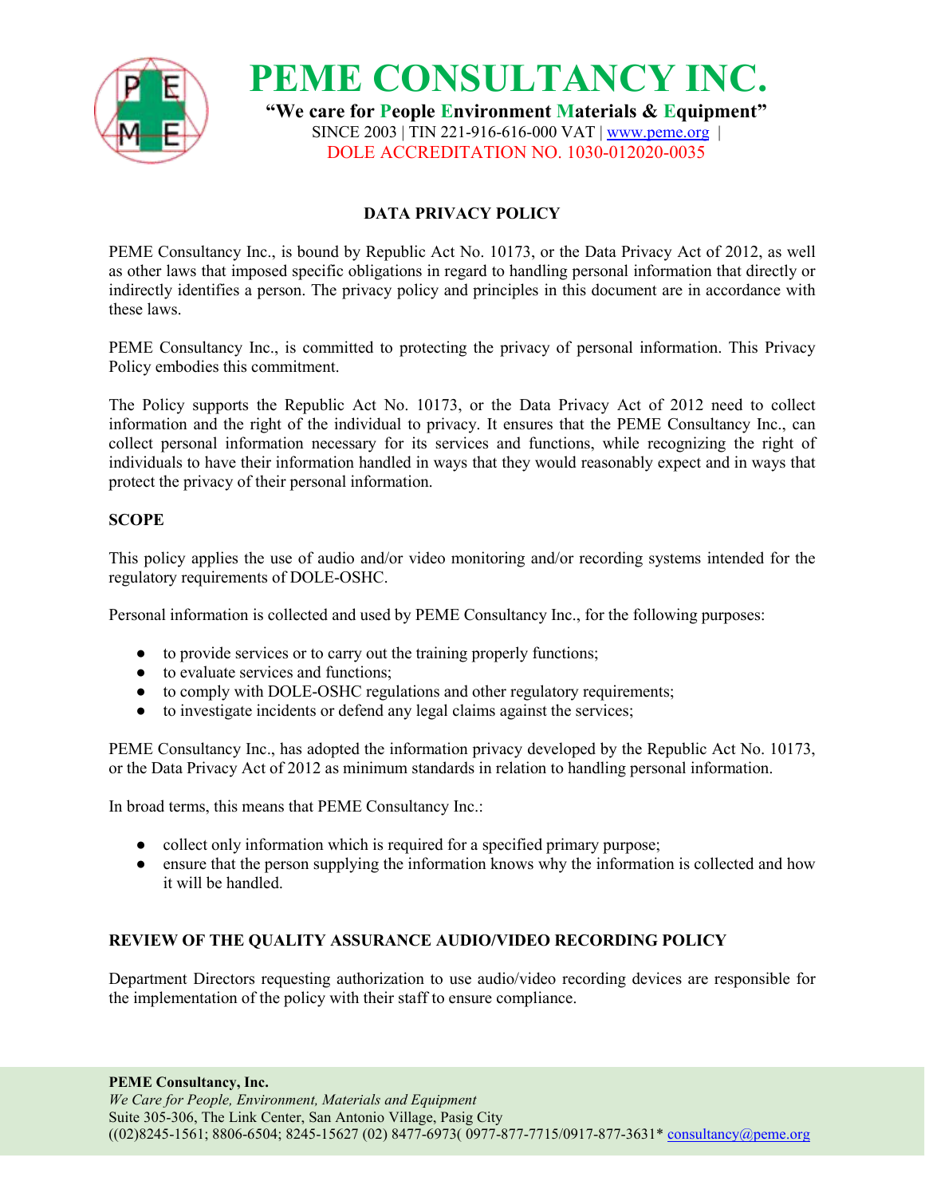## DATA PRIVACY POLICY

PEME Consultancy Inc., is bound by Republic Act No. 10173, or the Data Privacy Act of 2012, as well as other laws that imposed specific obligations in regard to handling personal information that directly or indirectly identifies a person. The privacy policy and principles in this document are in accordance with these laws.

PEME Consultancy Inc., is committed to protecting the privacy of personal information. This Privacy Policy embodies this commitment.

The Policy supports the Republic Act No. 10173, or the Data Privacy Act of 2012 need to collect information and the right of the individual to privacy. It ensures that the PEME Consultancy Inc., can collect personal information necessary for its services and functions, while recognizing the right of individuals to have their information handled in ways that they would reasonably expect and in ways that protect the privacy of their personal information.

### SCOPE

This policy applies the use of audio and/or video monitoring and/or recording systems intended for the regulatory requirements of DOLE-OSHC.

Personal information is collected and used by PEME Consultancy Inc., for the following purposes:

- to provide services or to carry out the training properly functions;
- to evaluate services and functions;
- to comply with DOLE-OSHC regulations and other regulatory requirements;
- to investigate incidents or defend any legal claims against the services;

PEME Consultancy Inc., has adopted the information privacy developed by the Republic Act No. 10173, or the Data Privacy Act of 2012 as minimum standards in relation to handling personal information.

In broad terms, this means that PEME Consultancy Inc.:

- collect only information which is required for a specified primary purpose;
- ensure that the person supplying the information knows why the information is collected and how it will be handled.

### REVIEW OF THE QUALITY ASSURANCE AUDIO/VIDEO RECORDING POLICY

Department Directors requesting authorization to use audio/video recording devices are responsible for the implementation of the policy with their staff to ensure compliance.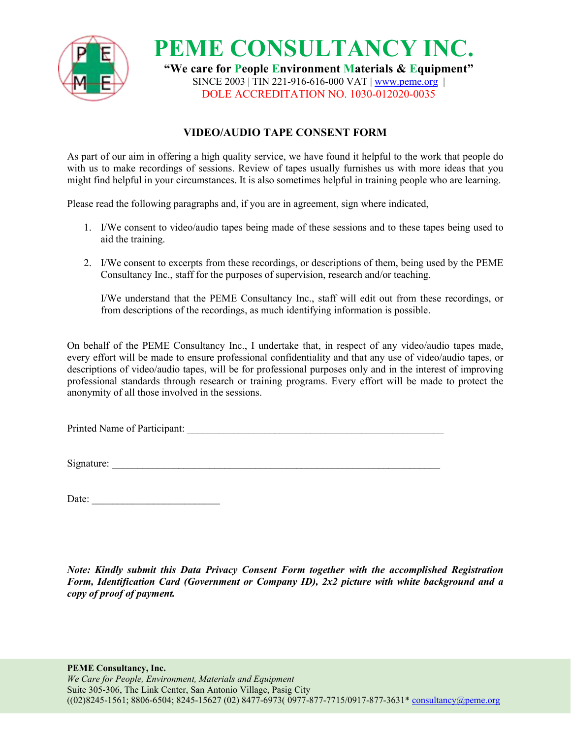# PEME CONSULTANCY INC.

**"We care for People Environment Materials & Equipment"**

SINCE 2003 | TIN 221-916-616-000 VAT | www.peme.org |

DOLE ACCREDITATION NO. 1030-012020-0035

## VIDEO/AUDIO TAPE CONSENT FORM

As part of our aim in offering a high quality service, we have found it helpful to the work that people do with us to make recordings of sessions. Review of tapes usually furnishes us with more ideas that you might find helpful in your circumstances. It is also sometimes helpful in training people who are learning.

Please read the following paragraphs and, if you are in agreement, sign where indicated,

1. I/We consent to video/audio tapes being made of these sessions and to these tapes being used to aid the training.

2. I/We consent to excerpts from these recordings, or descriptions of them, being used by the PEME Consultancy Inc., staff for the purposes of supervision, research and/or teaching.

   I/We understand that the PEME Consultancy Inc., staff will edit out from these recordings, or from descriptions of the recordings, as much identifying information is possible.

On behalf of the PEME Consultancy Inc., I undertake that, in respect of any video/audio tapes made, every effort will be made to ensure professional confidentiality and that any use of video/audio tapes, or descriptions of video/audio tapes, will be for professional purposes only and in the interest of improving professional standards through research or training programs. Every effort will be made to protect the anonymity of all those involved in the sessions.

Printed Name of Participant: ______________________________________________

Signature: ____________________________________________________________

Date: _________________________

***Note: Kindly submit this Data Privacy Consent Form together with the accomplished Registration Form, Identification Card (Government or Company ID), 2x2 picture with white background and a copy of proof of payment.***

**PEME Consultancy, Inc.**
*We Care for People, Environment, Materials and Equipment*
Suite 305-306, The Link Center, San Antonio Village, Pasig City
((02)8245-1561; 8806-6504; 8245-15627 (02) 8477-6973( 0977-877-7715/0917-877-3631* consultancy@peme.org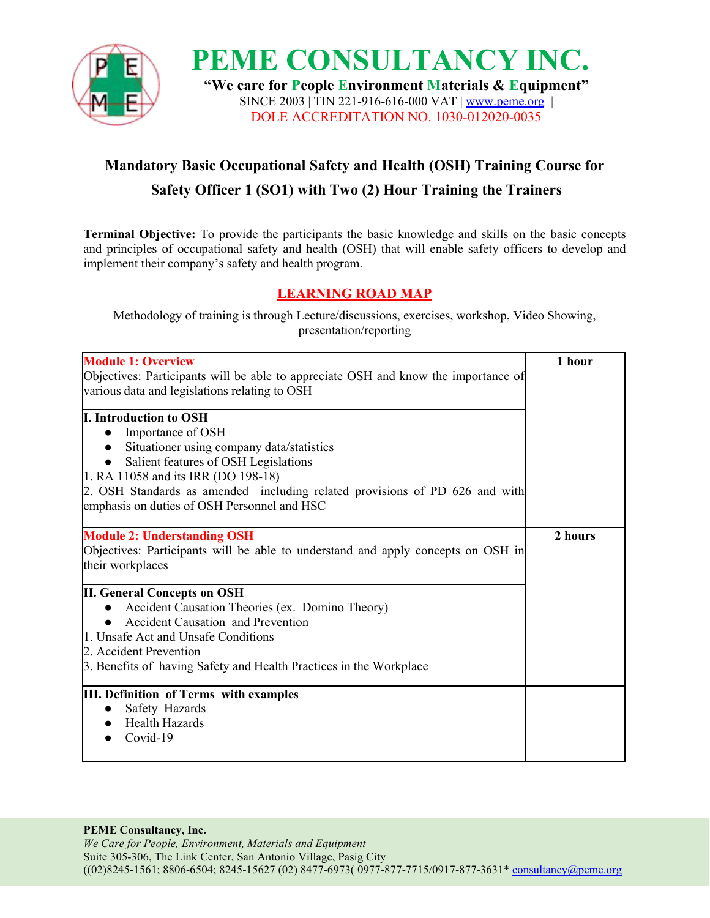# PEME CONSULTANCY INC.

**"We care for People Environment Materials & Equipment"**

SINCE 2003 | TIN 221-916-616-000 VAT | www.peme.org |

DOLE ACCREDITATION NO. 1030-012020-0035

## Mandatory Basic Occupational Safety and Health (OSH) Training Course for Safety Officer 1 (SO1) with Two (2) Hour Training the Trainers

**Terminal Objective:** To provide the participants the basic knowledge and skills on the basic concepts and principles of occupational safety and health (OSH) that will enable safety officers to develop and implement their company's safety and health program.

### LEARNING ROAD MAP

Methodology of training is through Lecture/discussions, exercises, workshop, Video Showing, presentation/reporting

| | |
|---|---|
| **Module 1: Overview**<br>Objectives: Participants will be able to appreciate OSH and know the importance of various data and legislations relating to OSH | **1 hour** |
| **I. Introduction to OSH**<br>• Importance of OSH<br>• Situationer using company data/statistics<br>• Salient features of OSH Legislations<br>1. RA 11058 and its IRR (DO 198-18)<br>2. OSH Standards as amended including related provisions of PD 626 and with emphasis on duties of OSH Personnel and HSC | |
| **Module 2: Understanding OSH**<br>Objectives: Participants will be able to understand and apply concepts on OSH in their workplaces | **2 hours** |
| **II. General Concepts on OSH**<br>• Accident Causation Theories (ex. Domino Theory)<br>• Accident Causation and Prevention<br>1. Unsafe Act and Unsafe Conditions<br>2. Accident Prevention<br>3. Benefits of having Safety and Health Practices in the Workplace | |
| **III. Definition of Terms with examples**<br>• Safety Hazards<br>• Health Hazards<br>• Covid-19 | |

**PEME Consultancy, Inc.**
*We Care for People, Environment, Materials and Equipment*
Suite 305-306, The Link Center, San Antonio Village, Pasig City
((02)8245-1561; 8806-6504; 8245-15627 (02) 8477-6973( 0977-877-7715/0917-877-3631* consultancy@peme.org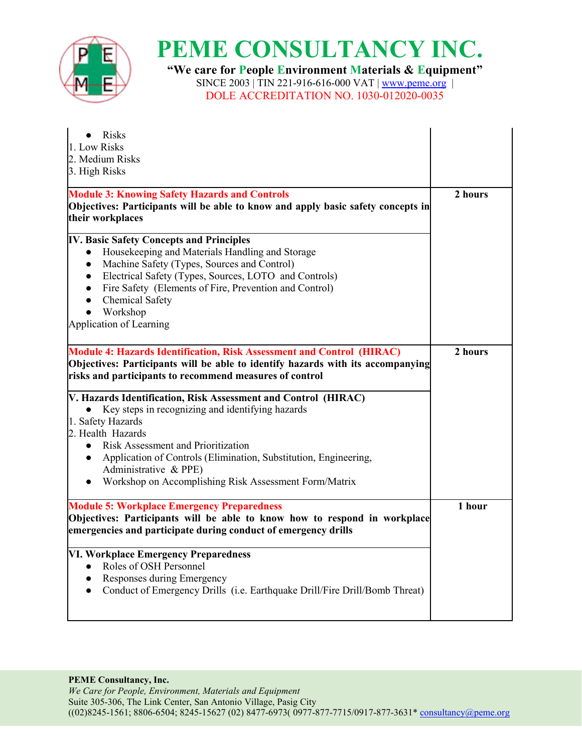| | |
|---|---|
| • Risks<br>1. Low Risks<br>2. Medium Risks<br>3. High Risks | |
| **Module 3: Knowing Safety Hazards and Controls**<br>**Objectives: Participants will be able to know and apply basic safety concepts in their workplaces** | **2 hours** |
| **IV. Basic Safety Concepts and Principles**<br>• Housekeeping and Materials Handling and Storage<br>• Machine Safety (Types, Sources and Control)<br>• Electrical Safety (Types, Sources, LOTO and Controls)<br>• Fire Safety (Elements of Fire, Prevention and Control)<br>• Chemical Safety<br>• Workshop<br>Application of Learning | |
| **Module 4: Hazards Identification, Risk Assessment and Control (HIRAC)**<br>**Objectives: Participants will be able to identify hazards with its accompanying risks and participants to recommend measures of control** | **2 hours** |
| **V. Hazards Identification, Risk Assessment and Control (HIRAC)**<br>• Key steps in recognizing and identifying hazards<br>1. Safety Hazards<br>2. Health Hazards<br>• Risk Assessment and Prioritization<br>• Application of Controls (Elimination, Substitution, Engineering, Administrative & PPE)<br>• Workshop on Accomplishing Risk Assessment Form/Matrix | |
| **Module 5: Workplace Emergency Preparedness**<br>**Objectives: Participants will be able to know how to respond in workplace emergencies and participate during conduct of emergency drills** | **1 hour** |
| **VI. Workplace Emergency Preparedness**<br>• Roles of OSH Personnel<br>• Responses during Emergency<br>• Conduct of Emergency Drills (i.e. Earthquake Drill/Fire Drill/Bomb Threat) | |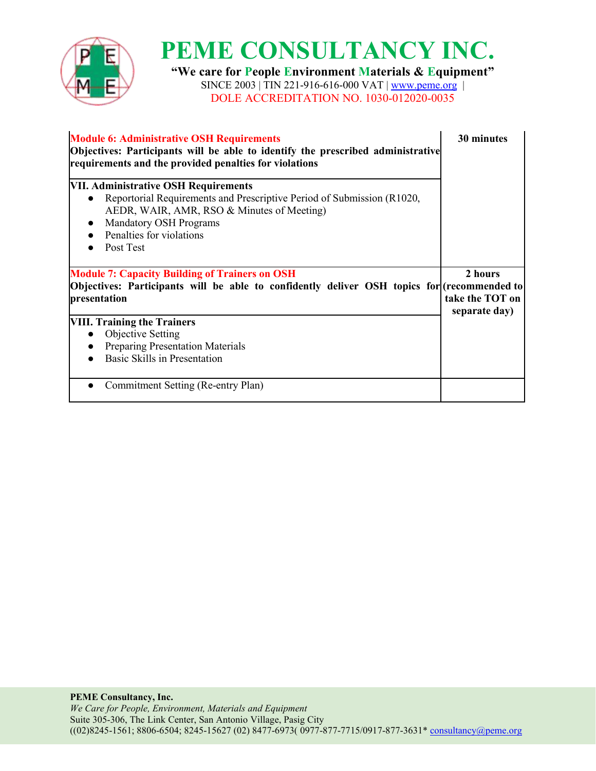| Module | Duration |
|---|---|
| **Module 6: Administrative OSH Requirements**<br>**Objectives: Participants will be able to identify the prescribed administrative requirements and the provided penalties for violations** | **30 minutes** |
| **VII. Administrative OSH Requirements**<br>● Reportorial Requirements and Prescriptive Period of Submission (R1020, AEDR, WAIR, AMR, RSO & Minutes of Meeting)<br>● Mandatory OSH Programs<br>● Penalties for violations<br>● Post Test | |
| **Module 7: Capacity Building of Trainers on OSH**<br>**Objectives: Participants will be able to confidently deliver OSH topics for presentation** | **2 hours (recommended to take the TOT on separate day)** |
| **VIII. Training the Trainers**<br>● Objective Setting<br>● Preparing Presentation Materials<br>● Basic Skills in Presentation | |
| ● Commitment Setting (Re-entry Plan) | |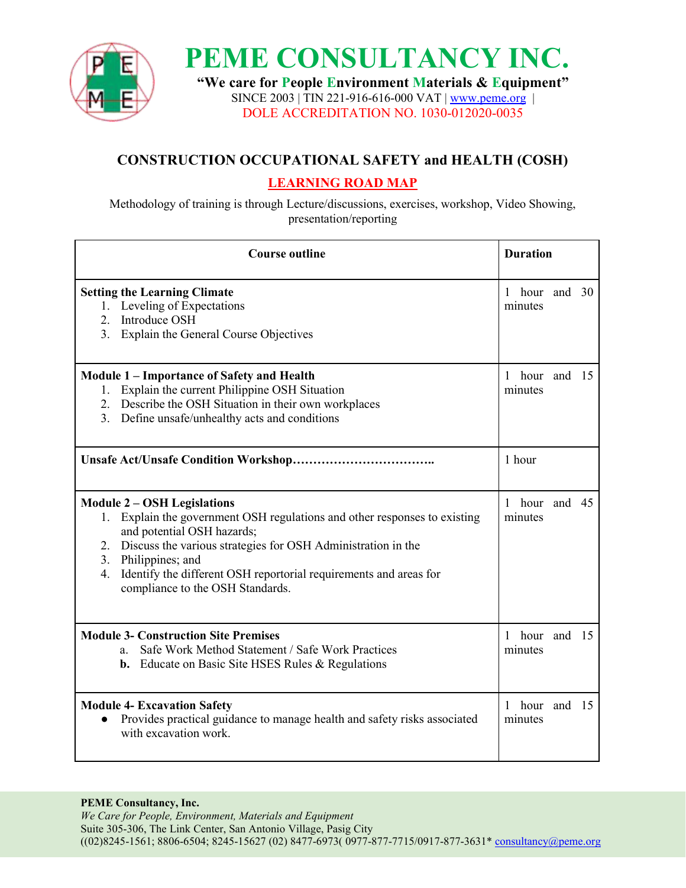# PEME CONSULTANCY INC.

**"We care for People Environment Materials & Equipment"**

SINCE 2003 | TIN 221-916-616-000 VAT | www.peme.org |

DOLE ACCREDITATION NO. 1030-012020-0035

## CONSTRUCTION OCCUPATIONAL SAFETY and HEALTH (COSH)

### LEARNING ROAD MAP

Methodology of training is through Lecture/discussions, exercises, workshop, Video Showing, presentation/reporting

| Course outline | Duration |
|---|---|
| **Setting the Learning Climate**<br>1. Leveling of Expectations<br>2. Introduce OSH<br>3. Explain the General Course Objectives | 1 hour and 30 minutes |
| **Module 1 – Importance of Safety and Health**<br>1. Explain the current Philippine OSH Situation<br>2. Describe the OSH Situation in their own workplaces<br>3. Define unsafe/unhealthy acts and conditions | 1 hour and 15 minutes |
| **Unsafe Act/Unsafe Condition Workshop……………………………..** | 1 hour |
| **Module 2 – OSH Legislations**<br>1. Explain the government OSH regulations and other responses to existing and potential OSH hazards;<br>2. Discuss the various strategies for OSH Administration in the<br>3. Philippines; and<br>4. Identify the different OSH reportorial requirements and areas for compliance to the OSH Standards. | 1 hour and 45 minutes |
| **Module 3- Construction Site Premises**<br>a. Safe Work Method Statement / Safe Work Practices<br>**b.** Educate on Basic Site HSES Rules & Regulations | 1 hour and 15 minutes |
| **Module 4- Excavation Safety**<br>● Provides practical guidance to manage health and safety risks associated with excavation work. | 1 hour and 15 minutes |

**PEME Consultancy, Inc.**
*We Care for People, Environment, Materials and Equipment*
Suite 305-306, The Link Center, San Antonio Village, Pasig City
((02)8245-1561; 8806-6504; 8245-15627 (02) 8477-6973( 0977-877-7715/0917-877-3631* consultancy@peme.org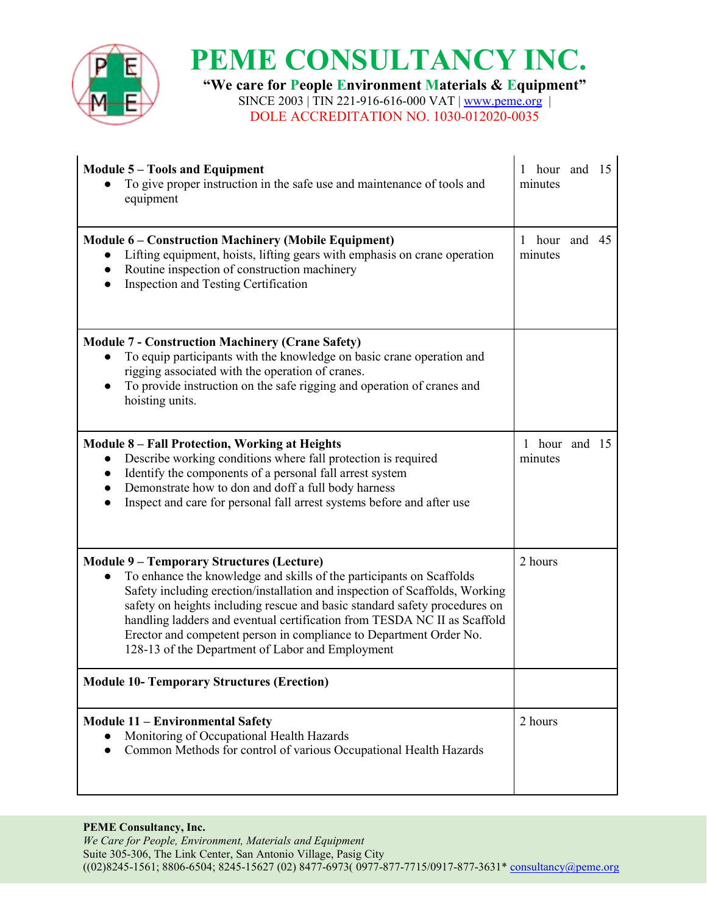| Module | Duration |
|---|---|
| **Module 5 – Tools and Equipment**<br>● To give proper instruction in the safe use and maintenance of tools and equipment | 1 hour and 15 minutes |
| **Module 6 – Construction Machinery (Mobile Equipment)**<br>● Lifting equipment, hoists, lifting gears with emphasis on crane operation<br>● Routine inspection of construction machinery<br>● Inspection and Testing Certification | 1 hour and 45 minutes |
| **Module 7 - Construction Machinery (Crane Safety)**<br>● To equip participants with the knowledge on basic crane operation and rigging associated with the operation of cranes.<br>● To provide instruction on the safe rigging and operation of cranes and hoisting units. | |
| **Module 8 – Fall Protection, Working at Heights**<br>● Describe working conditions where fall protection is required<br>● Identify the components of a personal fall arrest system<br>● Demonstrate how to don and doff a full body harness<br>● Inspect and care for personal fall arrest systems before and after use | 1 hour and 15 minutes |
| **Module 9 – Temporary Structures (Lecture)**<br>● To enhance the knowledge and skills of the participants on Scaffolds Safety including erection/installation and inspection of Scaffolds, Working safety on heights including rescue and basic standard safety procedures on handling ladders and eventual certification from TESDA NC II as Scaffold Erector and competent person in compliance to Department Order No. 128-13 of the Department of Labor and Employment | 2 hours |
| **Module 10- Temporary Structures (Erection)** | |
| **Module 11 – Environmental Safety**<br>● Monitoring of Occupational Health Hazards<br>● Common Methods for control of various Occupational Health Hazards | 2 hours |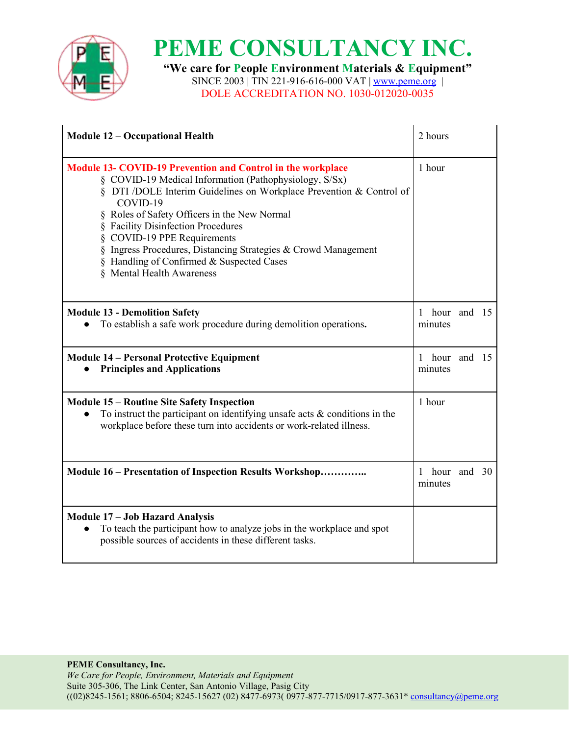| | |
|---|---|
| **Module 12 – Occupational Health** | 2 hours |
| **Module 13- COVID-19 Prevention and Control in the workplace**<br>§ COVID-19 Medical Information (Pathophysiology, S/Sx)<br>§ DTI /DOLE Interim Guidelines on Workplace Prevention & Control of COVID-19<br>§ Roles of Safety Officers in the New Normal<br>§ Facility Disinfection Procedures<br>§ COVID-19 PPE Requirements<br>§ Ingress Procedures, Distancing Strategies & Crowd Management<br>§ Handling of Confirmed & Suspected Cases<br>§ Mental Health Awareness | 1 hour |
| **Module 13 - Demolition Safety**<br>● To establish a safe work procedure during demolition operations**.** | 1 hour and 15 minutes |
| **Module 14 – Personal Protective Equipment**<br>● **Principles and Applications** | 1 hour and 15 minutes |
| **Module 15 – Routine Site Safety Inspection**<br>● To instruct the participant on identifying unsafe acts & conditions in the workplace before these turn into accidents or work-related illness. | 1 hour |
| **Module 16 – Presentation of Inspection Results Workshop…………..** | 1 hour and 30 minutes |
| **Module 17 – Job Hazard Analysis**<br>● To teach the participant how to analyze jobs in the workplace and spot possible sources of accidents in these different tasks. | |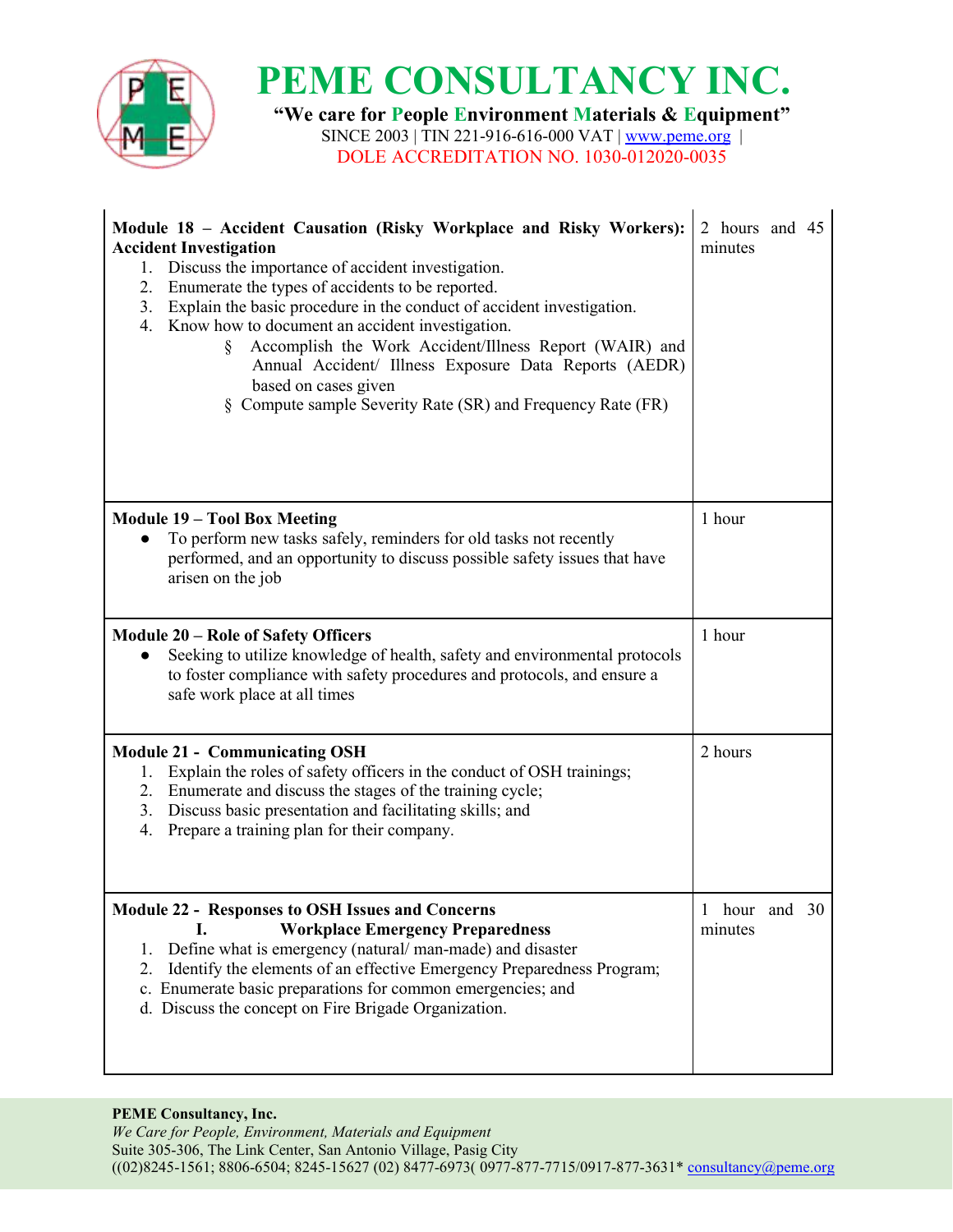| | |
|---|---|
| **Module 18 – Accident Causation (Risky Workplace and Risky Workers): Accident Investigation**<br>1. Discuss the importance of accident investigation.<br>2. Enumerate the types of accidents to be reported.<br>3. Explain the basic procedure in the conduct of accident investigation.<br>4. Know how to document an accident investigation.<br>§ Accomplish the Work Accident/Illness Report (WAIR) and Annual Accident/ Illness Exposure Data Reports (AEDR) based on cases given<br>§ Compute sample Severity Rate (SR) and Frequency Rate (FR) | 2 hours and 45 minutes |
| **Module 19 – Tool Box Meeting**<br>● To perform new tasks safely, reminders for old tasks not recently performed, and an opportunity to discuss possible safety issues that have arisen on the job | 1 hour |
| **Module 20 – Role of Safety Officers**<br>● Seeking to utilize knowledge of health, safety and environmental protocols to foster compliance with safety procedures and protocols, and ensure a safe work place at all times | 1 hour |
| **Module 21 - Communicating OSH**<br>1. Explain the roles of safety officers in the conduct of OSH trainings;<br>2. Enumerate and discuss the stages of the training cycle;<br>3. Discuss basic presentation and facilitating skills; and<br>4. Prepare a training plan for their company. | 2 hours |
| **Module 22 - Responses to OSH Issues and Concerns**<br>**I. Workplace Emergency Preparedness**<br>1. Define what is emergency (natural/ man-made) and disaster<br>2. Identify the elements of an effective Emergency Preparedness Program;<br>c. Enumerate basic preparations for common emergencies; and<br>d. Discuss the concept on Fire Brigade Organization. | 1 hour and 30 minutes |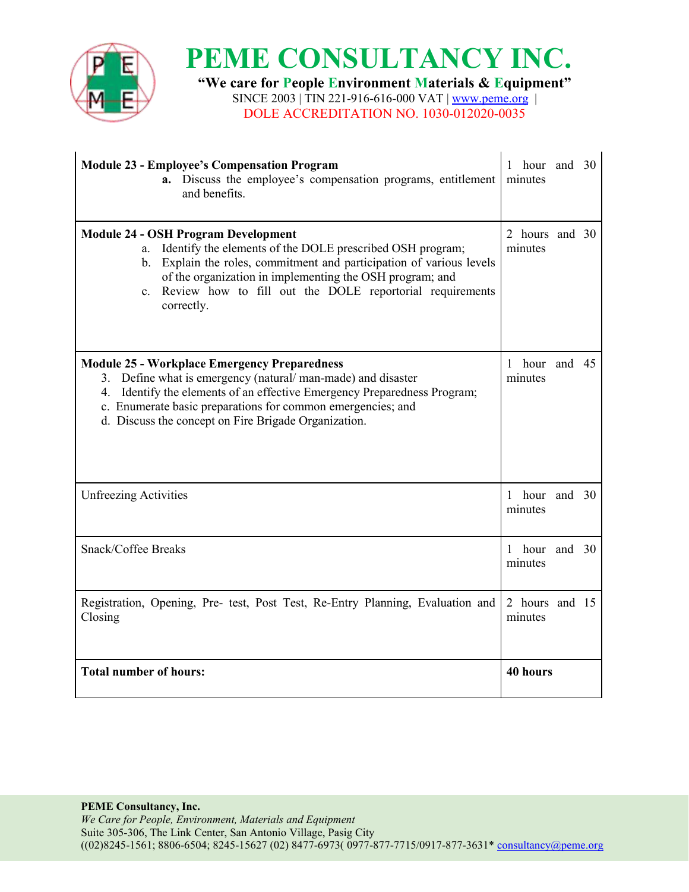| Module 23 - Employee's Compensation Program<br>**a.** Discuss the employee's compensation programs, entitlement and benefits. | 1 hour and 30 minutes |
|---|---|
| **Module 24 - OSH Program Development**<br>a. Identify the elements of the DOLE prescribed OSH program;<br>b. Explain the roles, commitment and participation of various levels of the organization in implementing the OSH program; and<br>c. Review how to fill out the DOLE reportorial requirements correctly. | 2 hours and 30 minutes |
| **Module 25 - Workplace Emergency Preparedness**<br>3. Define what is emergency (natural/ man-made) and disaster<br>4. Identify the elements of an effective Emergency Preparedness Program;<br>c. Enumerate basic preparations for common emergencies; and<br>d. Discuss the concept on Fire Brigade Organization. | 1 hour and 45 minutes |
| Unfreezing Activities | 1 hour and 30 minutes |
| Snack/Coffee Breaks | 1 hour and 30 minutes |
| Registration, Opening, Pre- test, Post Test, Re-Entry Planning, Evaluation and Closing | 2 hours and 15 minutes |
| **Total number of hours:** | **40 hours** |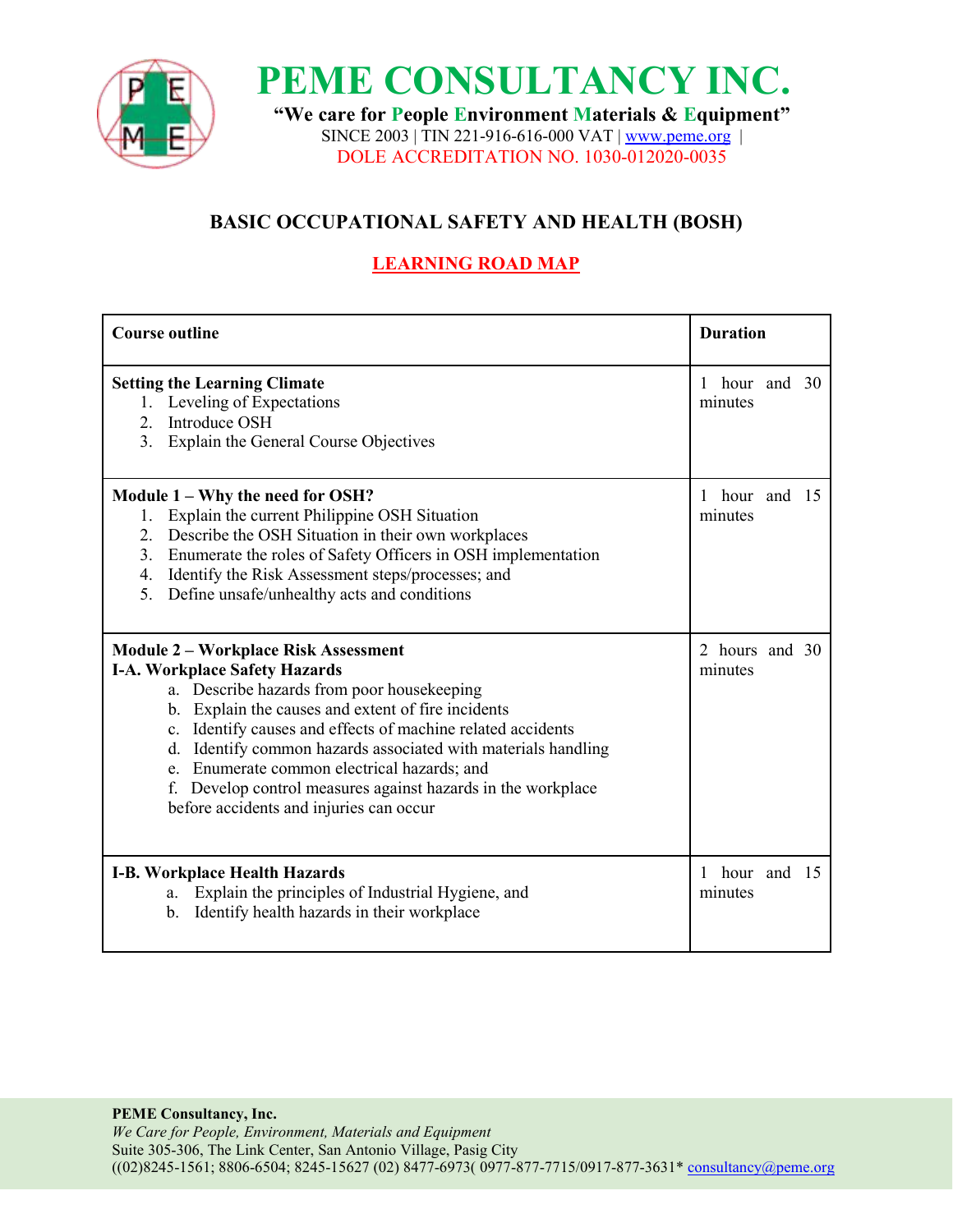# PEME CONSULTANCY INC.

**"We care for People Environment Materials & Equipment"**

SINCE 2003 | TIN 221-916-616-000 VAT | www.peme.org |

DOLE ACCREDITATION NO. 1030-012020-0035

## BASIC OCCUPATIONAL SAFETY AND HEALTH (BOSH)

### LEARNING ROAD MAP

| Course outline | Duration |
|---|---|
| **Setting the Learning Climate**<br>1. Leveling of Expectations<br>2. Introduce OSH<br>3. Explain the General Course Objectives | 1 hour and 30 minutes |
| **Module 1 – Why the need for OSH?**<br>1. Explain the current Philippine OSH Situation<br>2. Describe the OSH Situation in their own workplaces<br>3. Enumerate the roles of Safety Officers in OSH implementation<br>4. Identify the Risk Assessment steps/processes; and<br>5. Define unsafe/unhealthy acts and conditions | 1 hour and 15 minutes |
| **Module 2 – Workplace Risk Assessment**<br>**I-A. Workplace Safety Hazards**<br>a. Describe hazards from poor housekeeping<br>b. Explain the causes and extent of fire incidents<br>c. Identify causes and effects of machine related accidents<br>d. Identify common hazards associated with materials handling<br>e. Enumerate common electrical hazards; and<br>f. Develop control measures against hazards in the workplace before accidents and injuries can occur | 2 hours and 30 minutes |
| **I-B. Workplace Health Hazards**<br>a. Explain the principles of Industrial Hygiene, and<br>b. Identify health hazards in their workplace | 1 hour and 15 minutes |

**PEME Consultancy, Inc.**
*We Care for People, Environment, Materials and Equipment*
Suite 305-306, The Link Center, San Antonio Village, Pasig City
((02)8245-1561; 8806-6504; 8245-15627 (02) 8477-6973( 0977-877-7715/0917-877-3631* consultancy@peme.org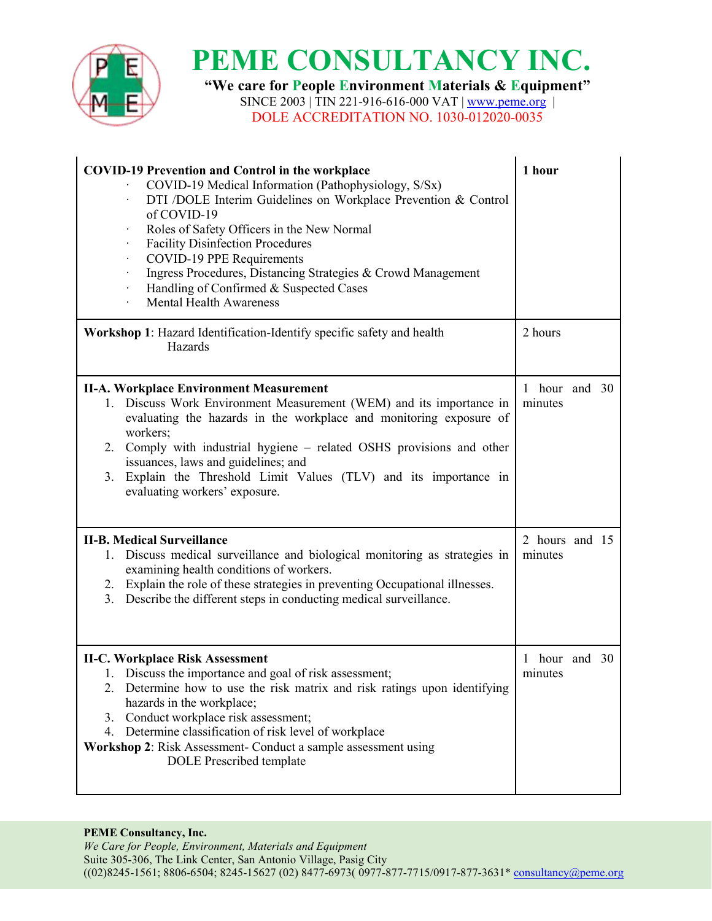| | |
|---|---|
| **COVID-19 Prevention and Control in the workplace**<br>· COVID-19 Medical Information (Pathophysiology, S/Sx)<br>· DTI /DOLE Interim Guidelines on Workplace Prevention & Control of COVID-19<br>· Roles of Safety Officers in the New Normal<br>· Facility Disinfection Procedures<br>· COVID-19 PPE Requirements<br>· Ingress Procedures, Distancing Strategies & Crowd Management<br>· Handling of Confirmed & Suspected Cases<br>· Mental Health Awareness | **1 hour** |
| **Workshop 1**: Hazard Identification-Identify specific safety and health Hazards | 2 hours |
| **II-A. Workplace Environment Measurement**<br>1. Discuss Work Environment Measurement (WEM) and its importance in evaluating the hazards in the workplace and monitoring exposure of workers;<br>2. Comply with industrial hygiene – related OSHS provisions and other issuances, laws and guidelines; and<br>3. Explain the Threshold Limit Values (TLV) and its importance in evaluating workers' exposure. | 1 hour and 30 minutes |
| **II-B. Medical Surveillance**<br>1. Discuss medical surveillance and biological monitoring as strategies in examining health conditions of workers.<br>2. Explain the role of these strategies in preventing Occupational illnesses.<br>3. Describe the different steps in conducting medical surveillance. | 2 hours and 15 minutes |
| **II-C. Workplace Risk Assessment**<br>1. Discuss the importance and goal of risk assessment;<br>2. Determine how to use the risk matrix and risk ratings upon identifying hazards in the workplace;<br>3. Conduct workplace risk assessment;<br>4. Determine classification of risk level of workplace<br>**Workshop 2**: Risk Assessment- Conduct a sample assessment using DOLE Prescribed template | 1 hour and 30 minutes |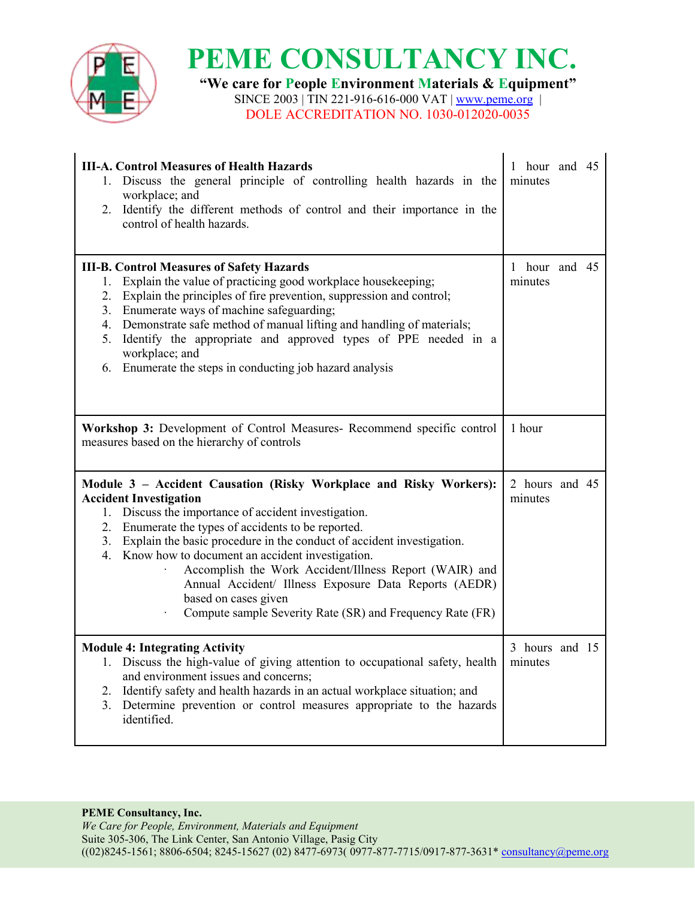| **III-A. Control Measures of Health Hazards**<br>1. Discuss the general principle of controlling health hazards in the workplace; and<br>2. Identify the different methods of control and their importance in the control of health hazards. | 1 hour and 45 minutes |
|---|---|
| **III-B. Control Measures of Safety Hazards**<br>1. Explain the value of practicing good workplace housekeeping;<br>2. Explain the principles of fire prevention, suppression and control;<br>3. Enumerate ways of machine safeguarding;<br>4. Demonstrate safe method of manual lifting and handling of materials;<br>5. Identify the appropriate and approved types of PPE needed in a workplace; and<br>6. Enumerate the steps in conducting job hazard analysis | 1 hour and 45 minutes |
| **Workshop 3:** Development of Control Measures- Recommend specific control measures based on the hierarchy of controls | 1 hour |
| **Module 3 – Accident Causation (Risky Workplace and Risky Workers): Accident Investigation**<br>1. Discuss the importance of accident investigation.<br>2. Enumerate the types of accidents to be reported.<br>3. Explain the basic procedure in the conduct of accident investigation.<br>4. Know how to document an accident investigation.<br>· Accomplish the Work Accident/Illness Report (WAIR) and Annual Accident/ Illness Exposure Data Reports (AEDR) based on cases given<br>· Compute sample Severity Rate (SR) and Frequency Rate (FR) | 2 hours and 45 minutes |
| **Module 4: Integrating Activity**<br>1. Discuss the high-value of giving attention to occupational safety, health and environment issues and concerns;<br>2. Identify safety and health hazards in an actual workplace situation; and<br>3. Determine prevention or control measures appropriate to the hazards identified. | 3 hours and 15 minutes |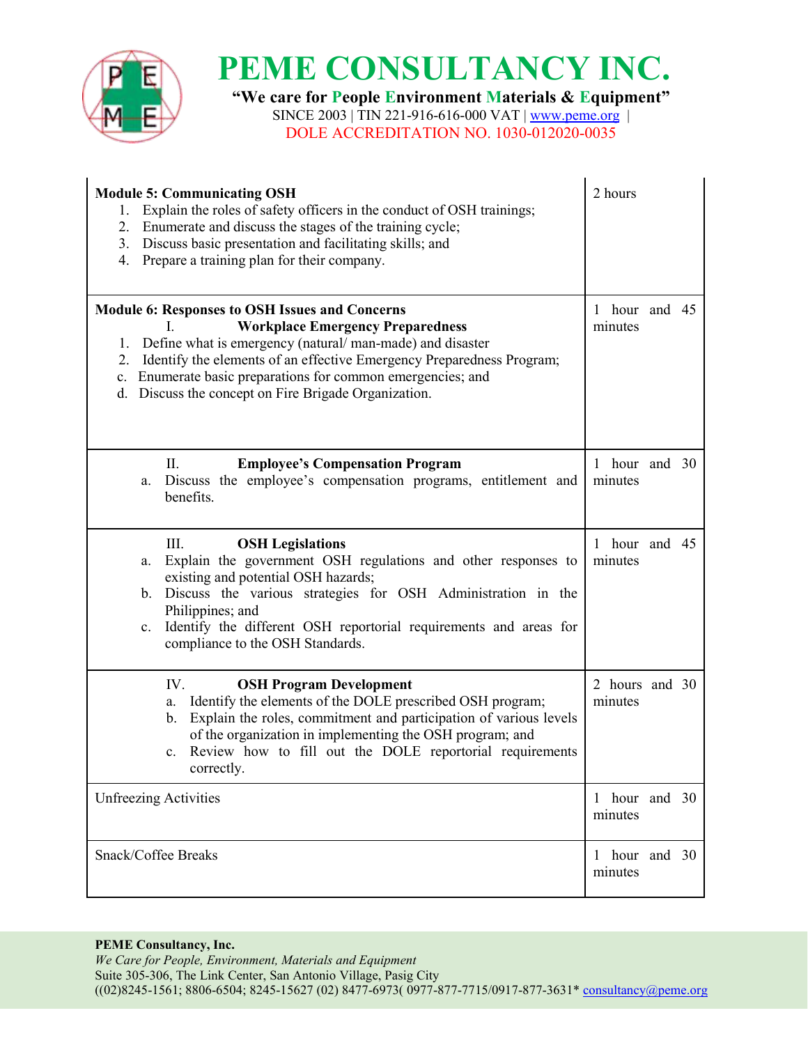| Module 5: Communicating OSH<br>1. Explain the roles of safety officers in the conduct of OSH trainings;<br>2. Enumerate and discuss the stages of the training cycle;<br>3. Discuss basic presentation and facilitating skills; and<br>4. Prepare a training plan for their company. | 2 hours |
|---|---|
| **Module 6: Responses to OSH Issues and Concerns**<br>I. **Workplace Emergency Preparedness**<br>1. Define what is emergency (natural/ man-made) and disaster<br>2. Identify the elements of an effective Emergency Preparedness Program;<br>c. Enumerate basic preparations for common emergencies; and<br>d. Discuss the concept on Fire Brigade Organization. | 1 hour and 45 minutes |
| II. **Employee's Compensation Program**<br>a. Discuss the employee's compensation programs, entitlement and benefits. | 1 hour and 30 minutes |
| III. **OSH Legislations**<br>a. Explain the government OSH regulations and other responses to existing and potential OSH hazards;<br>b. Discuss the various strategies for OSH Administration in the Philippines; and<br>c. Identify the different OSH reportorial requirements and areas for compliance to the OSH Standards. | 1 hour and 45 minutes |
| IV. **OSH Program Development**<br>a. Identify the elements of the DOLE prescribed OSH program;<br>b. Explain the roles, commitment and participation of various levels of the organization in implementing the OSH program; and<br>c. Review how to fill out the DOLE reportorial requirements correctly. | 2 hours and 30 minutes |
| Unfreezing Activities | 1 hour and 30 minutes |
| Snack/Coffee Breaks | 1 hour and 30 minutes |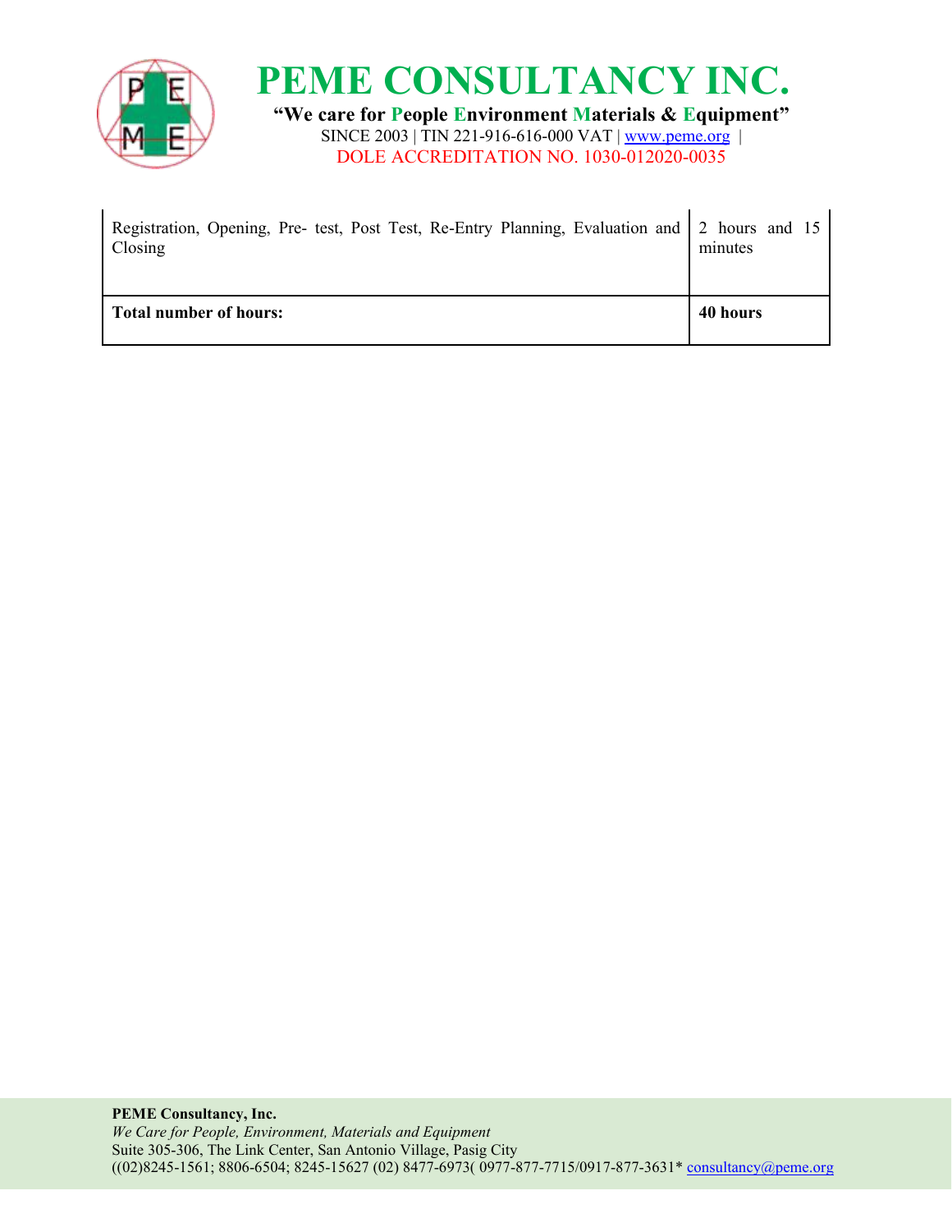| | |
|---|---|
| Registration, Opening, Pre- test, Post Test, Re-Entry Planning, Evaluation and Closing | 2 hours and 15 minutes |
| **Total number of hours:** | **40 hours** |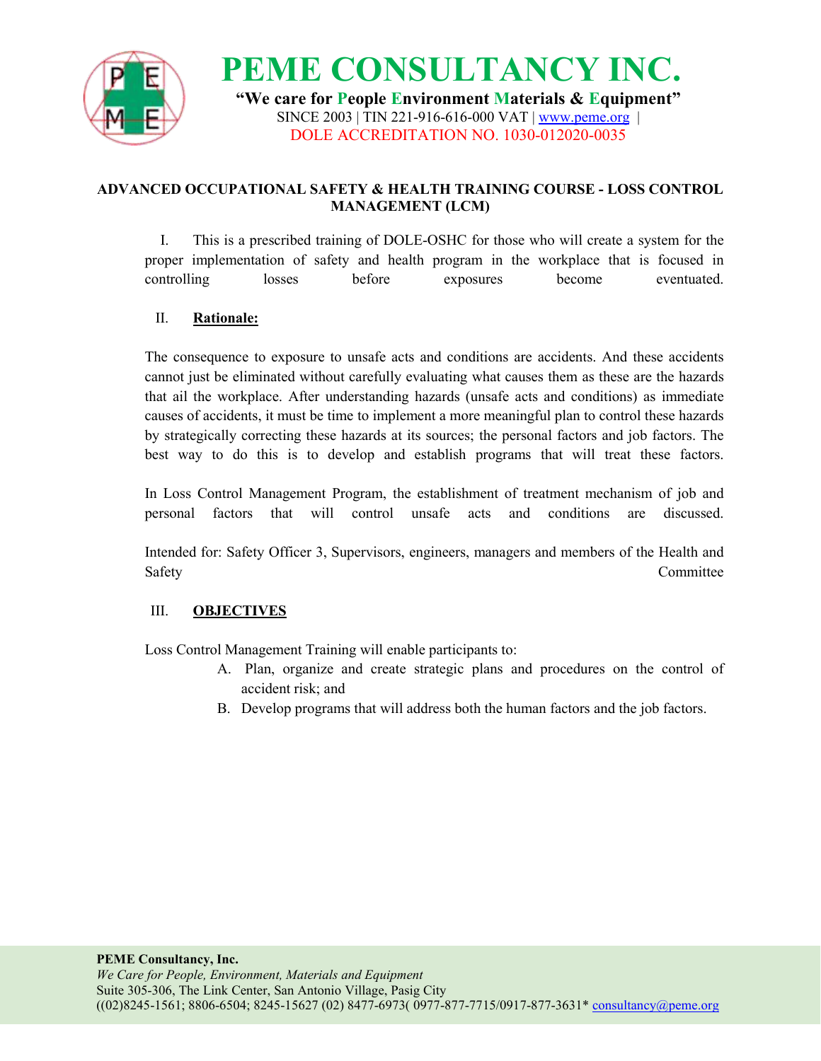# PEME CONSULTANCY INC.

**"We care for People Environment Materials & Equipment"**

SINCE 2003 | TIN 221-916-616-000 VAT | www.peme.org |

DOLE ACCREDITATION NO. 1030-012020-0035

## ADVANCED OCCUPATIONAL SAFETY & HEALTH TRAINING COURSE - LOSS CONTROL MANAGEMENT (LCM)

I. This is a prescribed training of DOLE-OSHC for those who will create a system for the proper implementation of safety and health program in the workplace that is focused in controlling losses before exposures become eventuated.

II. **Rationale:**

The consequence to exposure to unsafe acts and conditions are accidents. And these accidents cannot just be eliminated without carefully evaluating what causes them as these are the hazards that ail the workplace. After understanding hazards (unsafe acts and conditions) as immediate causes of accidents, it must be time to implement a more meaningful plan to control these hazards by strategically correcting these hazards at its sources; the personal factors and job factors. The best way to do this is to develop and establish programs that will treat these factors.

In Loss Control Management Program, the establishment of treatment mechanism of job and personal factors that will control unsafe acts and conditions are discussed.

Intended for: Safety Officer 3, Supervisors, engineers, managers and members of the Health and Safety Committee

III. **OBJECTIVES**

Loss Control Management Training will enable participants to:

A. Plan, organize and create strategic plans and procedures on the control of accident risk; and
B. Develop programs that will address both the human factors and the job factors.

**PEME Consultancy, Inc.**
*We Care for People, Environment, Materials and Equipment*
Suite 305-306, The Link Center, San Antonio Village, Pasig City
((02)8245-1561; 8806-6504; 8245-15627 (02) 8477-6973( 0977-877-7715/0917-877-3631* consultancy@peme.org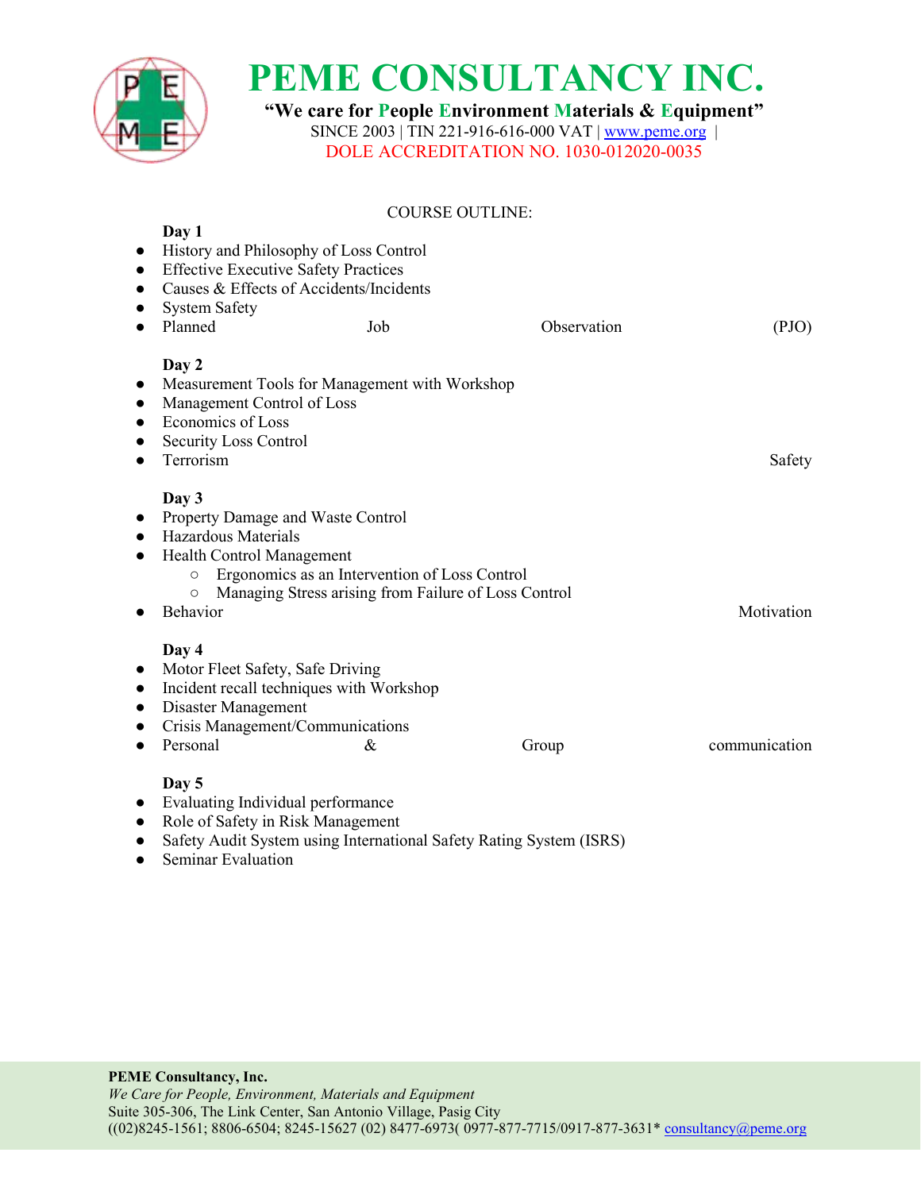# PEME CONSULTANCY INC.

**"We care for People Environment Materials & Equipment"**

SINCE 2003 | TIN 221-916-616-000 VAT | www.peme.org |

DOLE ACCREDITATION NO. 1030-012020-0035

COURSE OUTLINE:

**Day 1**

- History and Philosophy of Loss Control
- Effective Executive Safety Practices
- Causes & Effects of Accidents/Incidents
- System Safety
- Planned Job Observation (PJO)

**Day 2**

- Measurement Tools for Management with Workshop
- Management Control of Loss
- Economics of Loss
- Security Loss Control
- Terrorism Safety

**Day 3**

- Property Damage and Waste Control
- Hazardous Materials
- Health Control Management
  - Ergonomics as an Intervention of Loss Control
  - Managing Stress arising from Failure of Loss Control
- Behavior Motivation

**Day 4**

- Motor Fleet Safety, Safe Driving
- Incident recall techniques with Workshop
- Disaster Management
- Crisis Management/Communications
- Personal & Group communication

**Day 5**

- Evaluating Individual performance
- Role of Safety in Risk Management
- Safety Audit System using International Safety Rating System (ISRS)
- Seminar Evaluation

**PEME Consultancy, Inc.**

*We Care for People, Environment, Materials and Equipment*

Suite 305-306, The Link Center, San Antonio Village, Pasig City

((02)8245-1561; 8806-6504; 8245-15627 (02) 8477-6973( 0977-877-7715/0917-877-3631* consultancy@peme.org